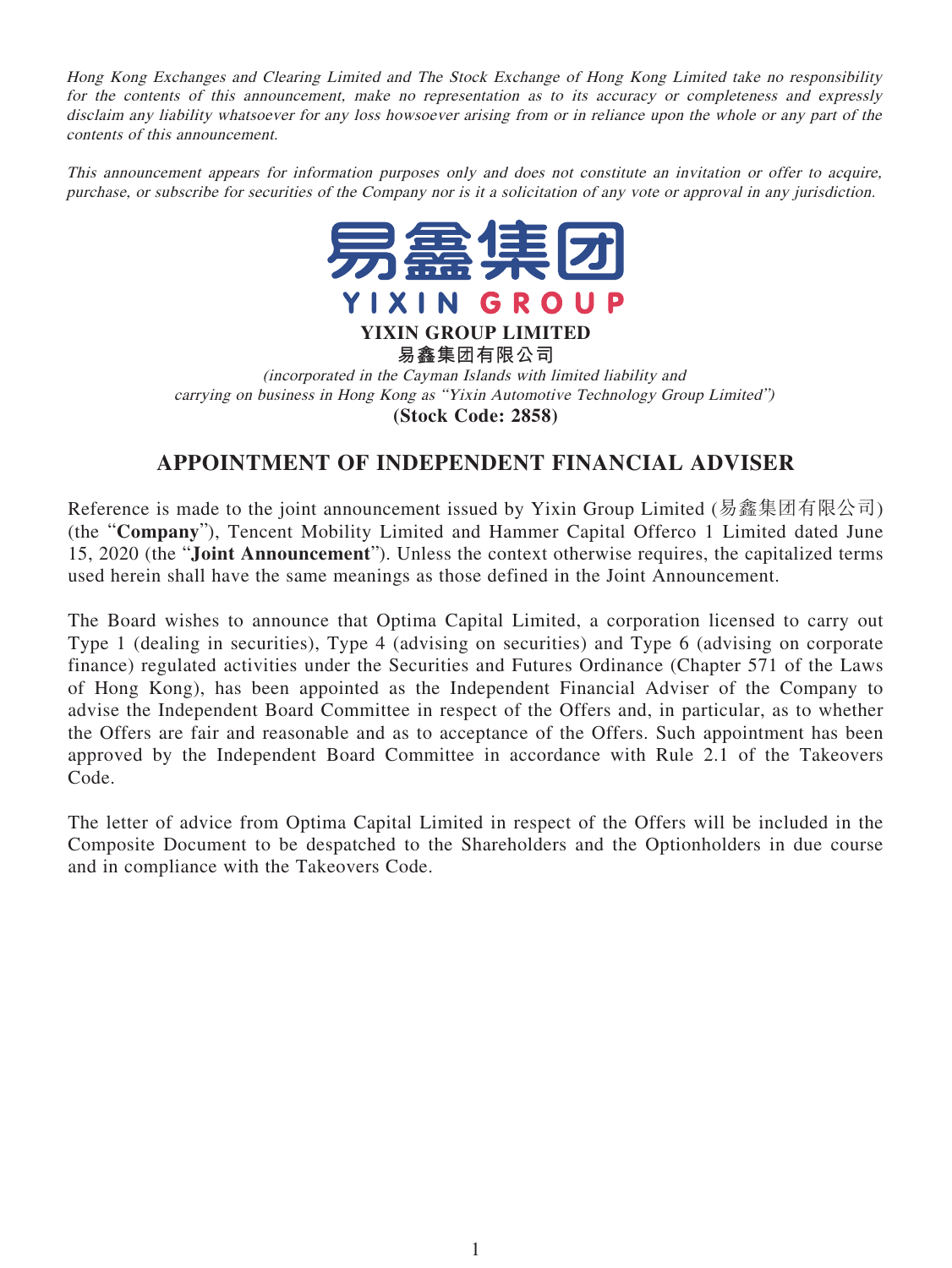*Hong Kong Exchanges and Clearing Limited and The Stock Exchange of Hong Kong Limited take no responsibility for the contents of this announcement, make no representation as to its accuracy or completeness and expressly disclaim any liability whatsoever for any loss howsoever arising from or in reliance upon the whole or any part of the contents of this announcement.*

*This announcement appears for information purposes only and does not constitute an invitation or offer to acquire, purchase, or subscribe for securities of the Company nor is it a solicitation of any vote or approval in any jurisdiction.*

易鑫集团
YIXIN GROUP

**YIXIN GROUP LIMITED**
**易鑫集团有限公司**
*(incorporated in the Cayman Islands with limited liability and carrying on business in Hong Kong as "Yixin Automotive Technology Group Limited")*
**(Stock Code: 2858)**

# APPOINTMENT OF INDEPENDENT FINANCIAL ADVISER

Reference is made to the joint announcement issued by Yixin Group Limited (易鑫集团有限公司) (the "**Company**"), Tencent Mobility Limited and Hammer Capital Offerco 1 Limited dated June 15, 2020 (the "**Joint Announcement**"). Unless the context otherwise requires, the capitalized terms used herein shall have the same meanings as those defined in the Joint Announcement.

The Board wishes to announce that Optima Capital Limited, a corporation licensed to carry out Type 1 (dealing in securities), Type 4 (advising on securities) and Type 6 (advising on corporate finance) regulated activities under the Securities and Futures Ordinance (Chapter 571 of the Laws of Hong Kong), has been appointed as the Independent Financial Adviser of the Company to advise the Independent Board Committee in respect of the Offers and, in particular, as to whether the Offers are fair and reasonable and as to acceptance of the Offers. Such appointment has been approved by the Independent Board Committee in accordance with Rule 2.1 of the Takeovers Code.

The letter of advice from Optima Capital Limited in respect of the Offers will be included in the Composite Document to be despatched to the Shareholders and the Optionholders in due course and in compliance with the Takeovers Code.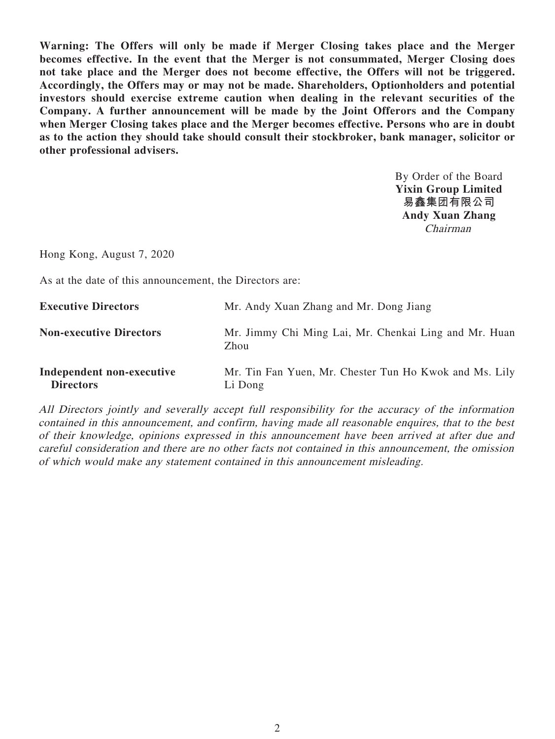**Warning: The Offers will only be made if Merger Closing takes place and the Merger becomes effective. In the event that the Merger is not consummated, Merger Closing does not take place and the Merger does not become effective, the Offers will not be triggered. Accordingly, the Offers may or may not be made. Shareholders, Optionholders and potential investors should exercise extreme caution when dealing in the relevant securities of the Company. A further announcement will be made by the Joint Offerors and the Company when Merger Closing takes place and the Merger becomes effective. Persons who are in doubt as to the action they should take should consult their stockbroker, bank manager, solicitor or other professional advisers.**

By Order of the Board
**Yixin Group Limited**
**易鑫集团有限公司**
**Andy Xuan Zhang**
*Chairman*

Hong Kong, August 7, 2020

As at the date of this announcement, the Directors are:

| | |
|---|---|
| **Executive Directors** | Mr. Andy Xuan Zhang and Mr. Dong Jiang |
| **Non-executive Directors** | Mr. Jimmy Chi Ming Lai, Mr. Chenkai Ling and Mr. Huan Zhou |
| **Independent non-executive Directors** | Mr. Tin Fan Yuen, Mr. Chester Tun Ho Kwok and Ms. Lily Li Dong |

*All Directors jointly and severally accept full responsibility for the accuracy of the information contained in this announcement, and confirm, having made all reasonable enquires, that to the best of their knowledge, opinions expressed in this announcement have been arrived at after due and careful consideration and there are no other facts not contained in this announcement, the omission of which would make any statement contained in this announcement misleading.*